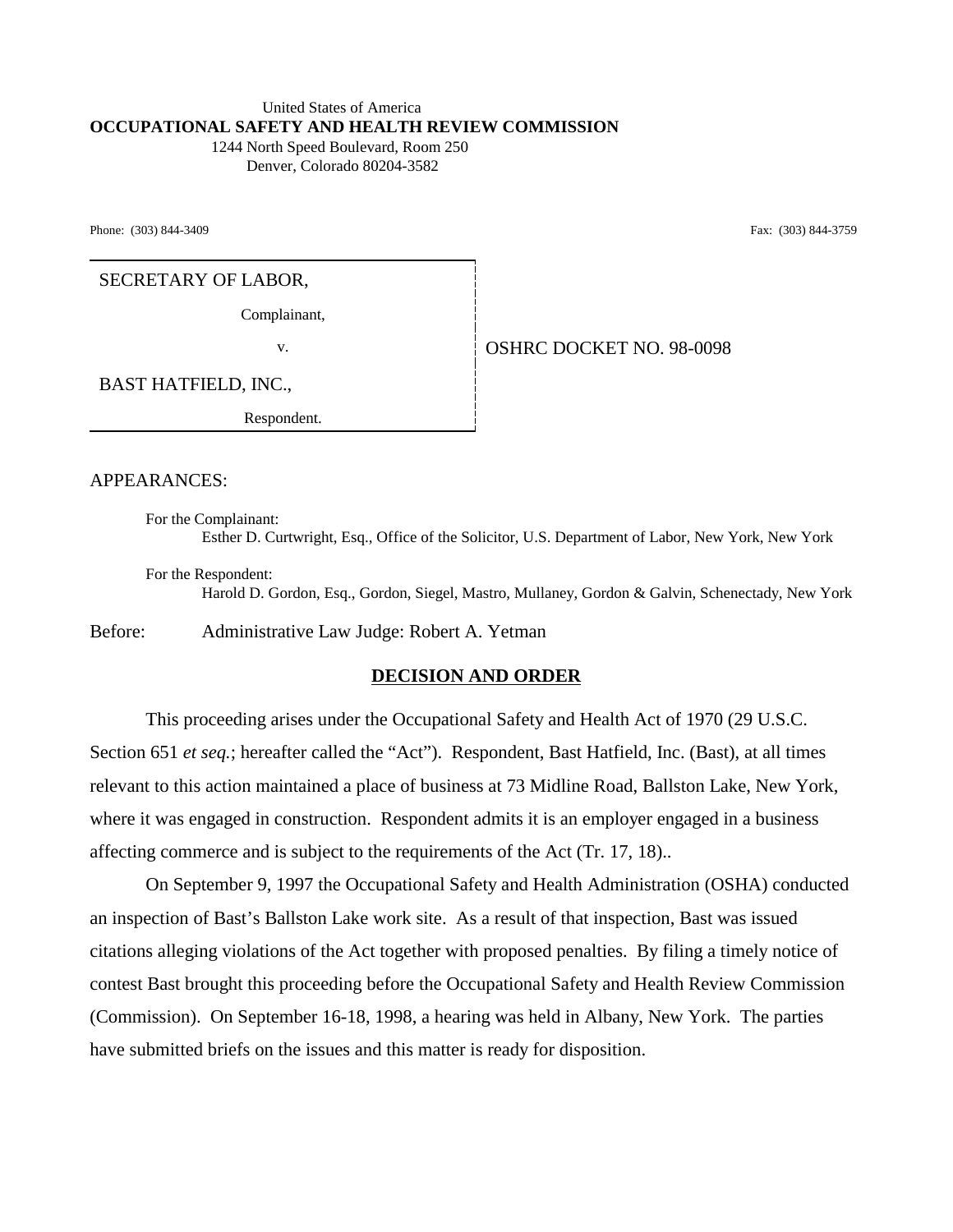United States of America
**OCCUPATIONAL SAFETY AND HEALTH REVIEW COMMISSION**
1244 North Speed Boulevard, Room 250
Denver, Colorado 80204-3582

Phone: (303) 844-3409 Fax: (303) 844-3759

SECRETARY OF LABOR,

Complainant,

v.

BAST HATFIELD, INC.,

Respondent.

OSHRC DOCKET NO. 98-0098

APPEARANCES:

For the Complainant:
Esther D. Curtwright, Esq., Office of the Solicitor, U.S. Department of Labor, New York, New York

For the Respondent:
Harold D. Gordon, Esq., Gordon, Siegel, Mastro, Mullaney, Gordon & Galvin, Schenectady, New York

Before: Administrative Law Judge: Robert A. Yetman

## DECISION AND ORDER

This proceeding arises under the Occupational Safety and Health Act of 1970 (29 U.S.C. Section 651 *et seq.*; hereafter called the "Act"). Respondent, Bast Hatfield, Inc. (Bast), at all times relevant to this action maintained a place of business at 73 Midline Road, Ballston Lake, New York, where it was engaged in construction. Respondent admits it is an employer engaged in a business affecting commerce and is subject to the requirements of the Act (Tr. 17, 18)..

On September 9, 1997 the Occupational Safety and Health Administration (OSHA) conducted an inspection of Bast's Ballston Lake work site. As a result of that inspection, Bast was issued citations alleging violations of the Act together with proposed penalties. By filing a timely notice of contest Bast brought this proceeding before the Occupational Safety and Health Review Commission (Commission). On September 16-18, 1998, a hearing was held in Albany, New York. The parties have submitted briefs on the issues and this matter is ready for disposition.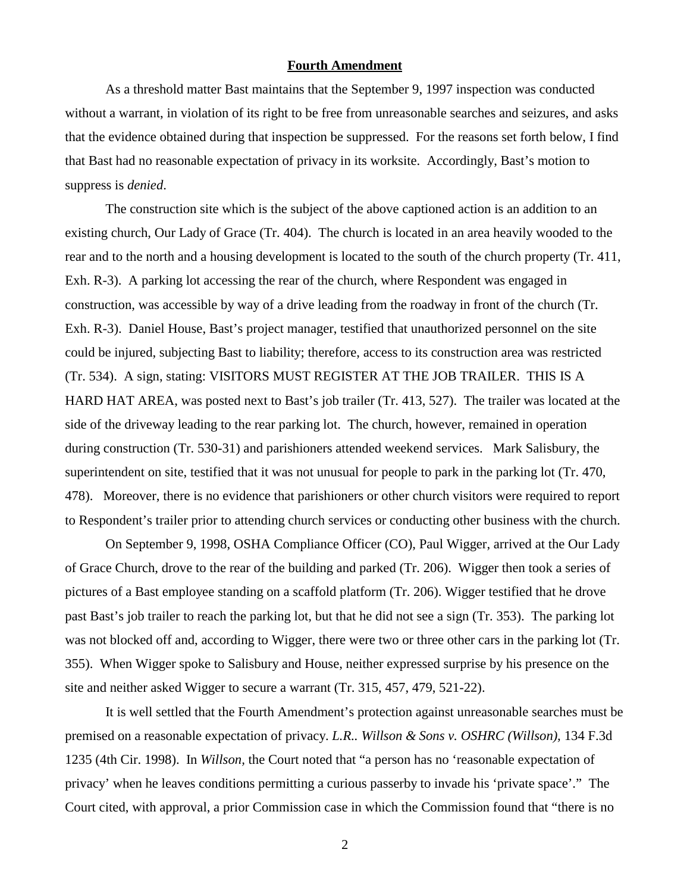## Fourth Amendment

As a threshold matter Bast maintains that the September 9, 1997 inspection was conducted without a warrant, in violation of its right to be free from unreasonable searches and seizures, and asks that the evidence obtained during that inspection be suppressed. For the reasons set forth below, I find that Bast had no reasonable expectation of privacy in its worksite. Accordingly, Bast's motion to suppress is *denied*.

The construction site which is the subject of the above captioned action is an addition to an existing church, Our Lady of Grace (Tr. 404). The church is located in an area heavily wooded to the rear and to the north and a housing development is located to the south of the church property (Tr. 411, Exh. R-3). A parking lot accessing the rear of the church, where Respondent was engaged in construction, was accessible by way of a drive leading from the roadway in front of the church (Tr. Exh. R-3). Daniel House, Bast's project manager, testified that unauthorized personnel on the site could be injured, subjecting Bast to liability; therefore, access to its construction area was restricted (Tr. 534). A sign, stating: VISITORS MUST REGISTER AT THE JOB TRAILER. THIS IS A HARD HAT AREA, was posted next to Bast's job trailer (Tr. 413, 527). The trailer was located at the side of the driveway leading to the rear parking lot. The church, however, remained in operation during construction (Tr. 530-31) and parishioners attended weekend services. Mark Salisbury, the superintendent on site, testified that it was not unusual for people to park in the parking lot (Tr. 470, 478). Moreover, there is no evidence that parishioners or other church visitors were required to report to Respondent's trailer prior to attending church services or conducting other business with the church.

On September 9, 1998, OSHA Compliance Officer (CO), Paul Wigger, arrived at the Our Lady of Grace Church, drove to the rear of the building and parked (Tr. 206). Wigger then took a series of pictures of a Bast employee standing on a scaffold platform (Tr. 206). Wigger testified that he drove past Bast's job trailer to reach the parking lot, but that he did not see a sign (Tr. 353). The parking lot was not blocked off and, according to Wigger, there were two or three other cars in the parking lot (Tr. 355). When Wigger spoke to Salisbury and House, neither expressed surprise by his presence on the site and neither asked Wigger to secure a warrant (Tr. 315, 457, 479, 521-22).

It is well settled that the Fourth Amendment's protection against unreasonable searches must be premised on a reasonable expectation of privacy. *L.R.. Willson & Sons v. OSHRC (Willson)*, 134 F.3d 1235 (4th Cir. 1998). In *Willson*, the Court noted that "a person has no 'reasonable expectation of privacy' when he leaves conditions permitting a curious passerby to invade his 'private space'." The Court cited, with approval, a prior Commission case in which the Commission found that "there is no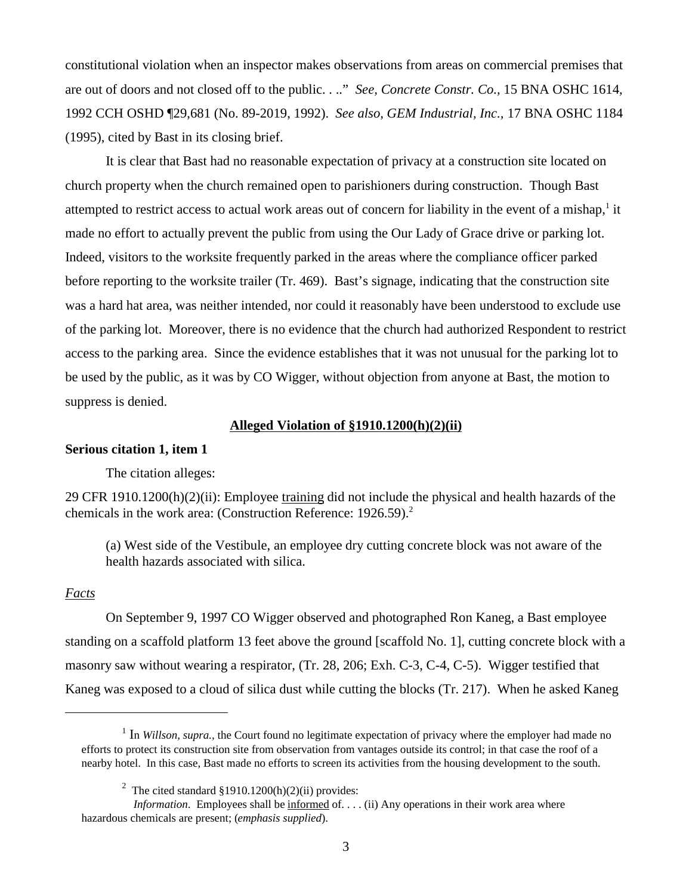constitutional violation when an inspector makes observations from areas on commercial premises that are out of doors and not closed off to the public. . .." *See, Concrete Constr. Co.,* 15 BNA OSHC 1614, 1992 CCH OSHD ¶29,681 (No. 89-2019, 1992). *See also, GEM Industrial, Inc.,* 17 BNA OSHC 1184 (1995), cited by Bast in its closing brief.

It is clear that Bast had no reasonable expectation of privacy at a construction site located on church property when the church remained open to parishioners during construction. Though Bast attempted to restrict access to actual work areas out of concern for liability in the event of a mishap,[1] it made no effort to actually prevent the public from using the Our Lady of Grace drive or parking lot. Indeed, visitors to the worksite frequently parked in the areas where the compliance officer parked before reporting to the worksite trailer (Tr. 469). Bast's signage, indicating that the construction site was a hard hat area, was neither intended, nor could it reasonably have been understood to exclude use of the parking lot. Moreover, there is no evidence that the church had authorized Respondent to restrict access to the parking area. Since the evidence establishes that it was not unusual for the parking lot to be used by the public, as it was by CO Wigger, without objection from anyone at Bast, the motion to suppress is denied.

**Alleged Violation of §1910.1200(h)(2)(ii)**

**Serious citation 1, item 1**

The citation alleges:

29 CFR 1910.1200(h)(2)(ii): Employee training did not include the physical and health hazards of the chemicals in the work area: (Construction Reference: 1926.59).[2]

> (a) West side of the Vestibule, an employee dry cutting concrete block was not aware of the health hazards associated with silica.

*Facts*

On September 9, 1997 CO Wigger observed and photographed Ron Kaneg, a Bast employee standing on a scaffold platform 13 feet above the ground [scaffold No. 1], cutting concrete block with a masonry saw without wearing a respirator, (Tr. 28, 206; Exh. C-3, C-4, C-5). Wigger testified that Kaneg was exposed to a cloud of silica dust while cutting the blocks (Tr. 217). When he asked Kaneg

---

[1] In *Willson, supra.,* the Court found no legitimate expectation of privacy where the employer had made no efforts to protect its construction site from observation from vantages outside its control; in that case the roof of a nearby hotel. In this case, Bast made no efforts to screen its activities from the housing development to the south.

[2] The cited standard §1910.1200(h)(2)(ii) provides:
*Information*. Employees shall be informed of. . . . (ii) Any operations in their work area where hazardous chemicals are present; (*emphasis supplied*).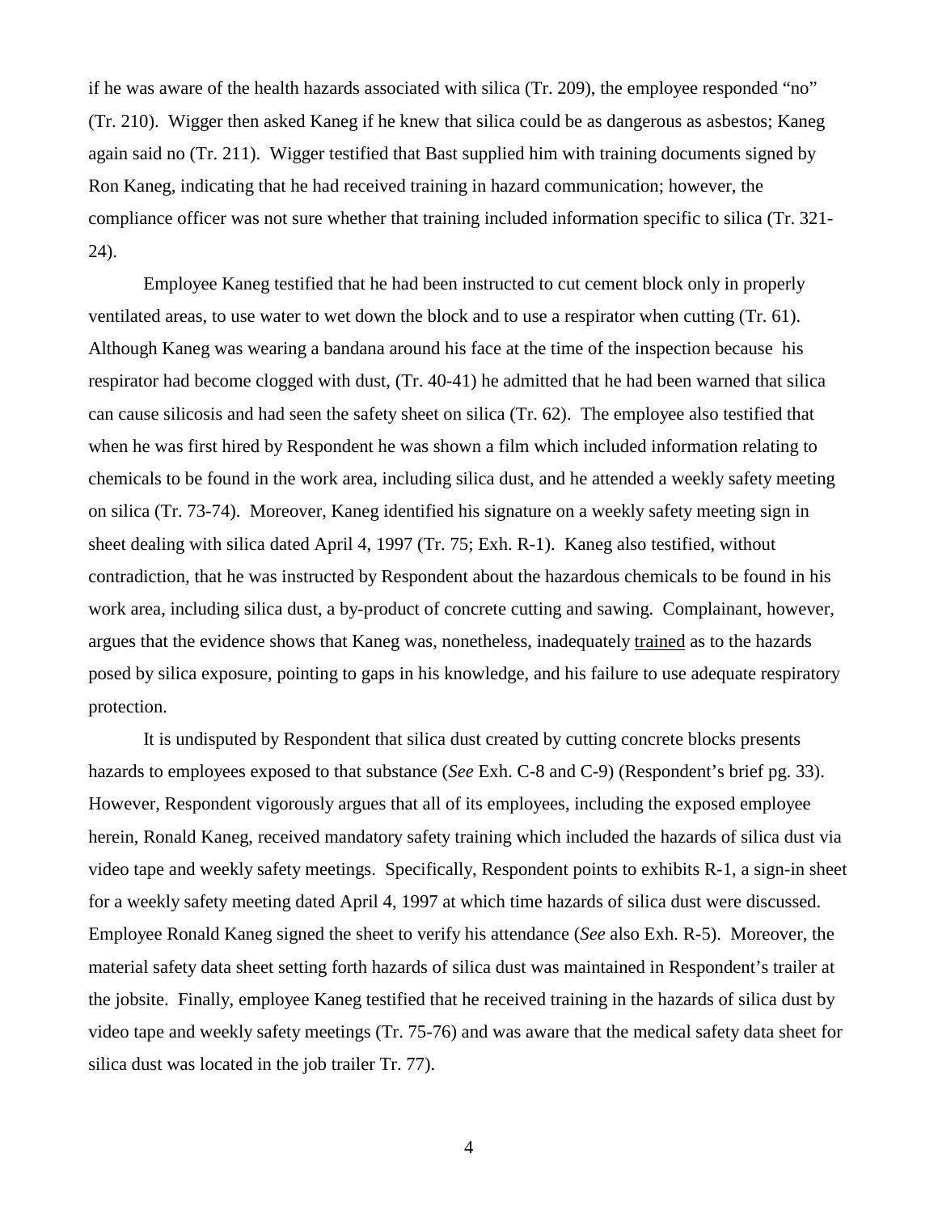if he was aware of the health hazards associated with silica (Tr. 209), the employee responded "no" (Tr. 210). Wigger then asked Kaneg if he knew that silica could be as dangerous as asbestos; Kaneg again said no (Tr. 211). Wigger testified that Bast supplied him with training documents signed by Ron Kaneg, indicating that he had received training in hazard communication; however, the compliance officer was not sure whether that training included information specific to silica (Tr. 321-24).

Employee Kaneg testified that he had been instructed to cut cement block only in properly ventilated areas, to use water to wet down the block and to use a respirator when cutting (Tr. 61). Although Kaneg was wearing a bandana around his face at the time of the inspection because his respirator had become clogged with dust, (Tr. 40-41) he admitted that he had been warned that silica can cause silicosis and had seen the safety sheet on silica (Tr. 62). The employee also testified that when he was first hired by Respondent he was shown a film which included information relating to chemicals to be found in the work area, including silica dust, and he attended a weekly safety meeting on silica (Tr. 73-74). Moreover, Kaneg identified his signature on a weekly safety meeting sign in sheet dealing with silica dated April 4, 1997 (Tr. 75; Exh. R-1). Kaneg also testified, without contradiction, that he was instructed by Respondent about the hazardous chemicals to be found in his work area, including silica dust, a by-product of concrete cutting and sawing. Complainant, however, argues that the evidence shows that Kaneg was, nonetheless, inadequately <u>trained</u> as to the hazards posed by silica exposure, pointing to gaps in his knowledge, and his failure to use adequate respiratory protection.

It is undisputed by Respondent that silica dust created by cutting concrete blocks presents hazards to employees exposed to that substance (*See* Exh. C-8 and C-9) (Respondent's brief pg. 33). However, Respondent vigorously argues that all of its employees, including the exposed employee herein, Ronald Kaneg, received mandatory safety training which included the hazards of silica dust via video tape and weekly safety meetings. Specifically, Respondent points to exhibits R-1, a sign-in sheet for a weekly safety meeting dated April 4, 1997 at which time hazards of silica dust were discussed. Employee Ronald Kaneg signed the sheet to verify his attendance (*See* also Exh. R-5). Moreover, the material safety data sheet setting forth hazards of silica dust was maintained in Respondent's trailer at the jobsite. Finally, employee Kaneg testified that he received training in the hazards of silica dust by video tape and weekly safety meetings (Tr. 75-76) and was aware that the medical safety data sheet for silica dust was located in the job trailer Tr. 77).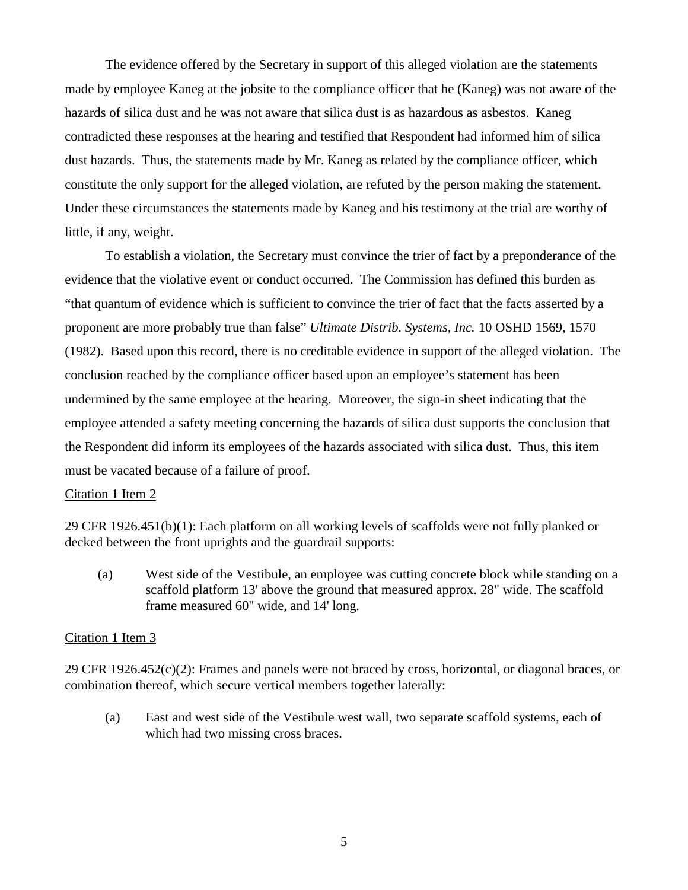The evidence offered by the Secretary in support of this alleged violation are the statements made by employee Kaneg at the jobsite to the compliance officer that he (Kaneg) was not aware of the hazards of silica dust and he was not aware that silica dust is as hazardous as asbestos. Kaneg contradicted these responses at the hearing and testified that Respondent had informed him of silica dust hazards. Thus, the statements made by Mr. Kaneg as related by the compliance officer, which constitute the only support for the alleged violation, are refuted by the person making the statement. Under these circumstances the statements made by Kaneg and his testimony at the trial are worthy of little, if any, weight.

To establish a violation, the Secretary must convince the trier of fact by a preponderance of the evidence that the violative event or conduct occurred. The Commission has defined this burden as "that quantum of evidence which is sufficient to convince the trier of fact that the facts asserted by a proponent are more probably true than false" *Ultimate Distrib. Systems, Inc.* 10 OSHD 1569, 1570 (1982). Based upon this record, there is no creditable evidence in support of the alleged violation. The conclusion reached by the compliance officer based upon an employee's statement has been undermined by the same employee at the hearing. Moreover, the sign-in sheet indicating that the employee attended a safety meeting concerning the hazards of silica dust supports the conclusion that the Respondent did inform its employees of the hazards associated with silica dust. Thus, this item must be vacated because of a failure of proof.

Citation 1 Item 2

29 CFR 1926.451(b)(1): Each platform on all working levels of scaffolds were not fully planked or decked between the front uprights and the guardrail supports:

(a) West side of the Vestibule, an employee was cutting concrete block while standing on a scaffold platform 13' above the ground that measured approx. 28" wide. The scaffold frame measured 60" wide, and 14' long.

Citation 1 Item 3

29 CFR 1926.452(c)(2): Frames and panels were not braced by cross, horizontal, or diagonal braces, or combination thereof, which secure vertical members together laterally:

(a) East and west side of the Vestibule west wall, two separate scaffold systems, each of which had two missing cross braces.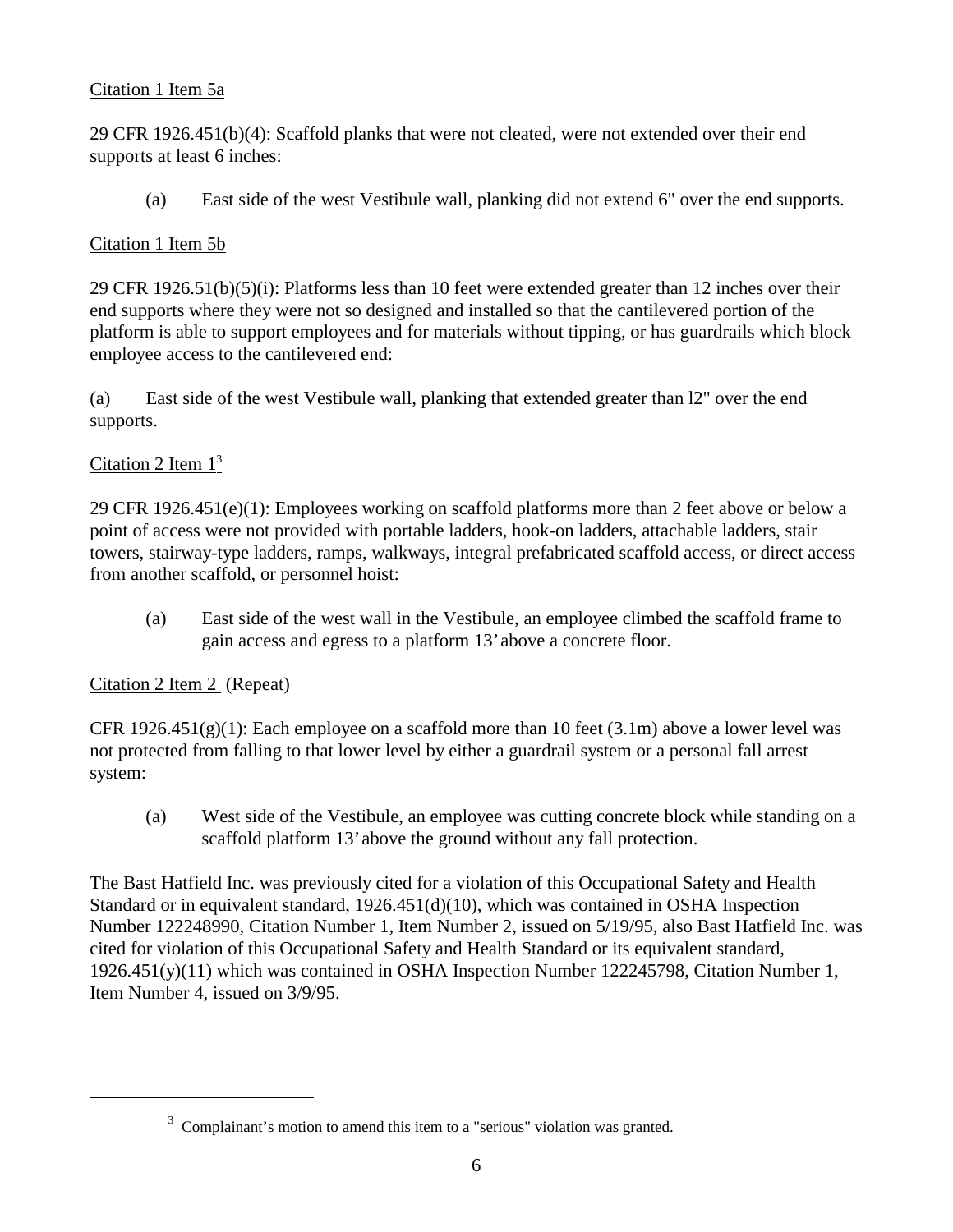Citation 1 Item 5a

29 CFR 1926.451(b)(4): Scaffold planks that were not cleated, were not extended over their end supports at least 6 inches:

(a) East side of the west Vestibule wall, planking did not extend 6" over the end supports.

Citation 1 Item 5b

29 CFR 1926.51(b)(5)(i): Platforms less than 10 feet were extended greater than 12 inches over their end supports where they were not so designed and installed so that the cantilevered portion of the platform is able to support employees and for materials without tipping, or has guardrails which block employee access to the cantilevered end:

(a) East side of the west Vestibule wall, planking that extended greater than l2" over the end supports.

Citation 2 Item 1[3]

29 CFR 1926.451(e)(1): Employees working on scaffold platforms more than 2 feet above or below a point of access were not provided with portable ladders, hook-on ladders, attachable ladders, stair towers, stairway-type ladders, ramps, walkways, integral prefabricated scaffold access, or direct access from another scaffold, or personnel hoist:

(a) East side of the west wall in the Vestibule, an employee climbed the scaffold frame to gain access and egress to a platform 13' above a concrete floor.

Citation 2 Item 2 (Repeat)

CFR 1926.451(g)(1): Each employee on a scaffold more than 10 feet (3.1m) above a lower level was not protected from falling to that lower level by either a guardrail system or a personal fall arrest system:

(a) West side of the Vestibule, an employee was cutting concrete block while standing on a scaffold platform 13' above the ground without any fall protection.

The Bast Hatfield Inc. was previously cited for a violation of this Occupational Safety and Health Standard or in equivalent standard, 1926.451(d)(10), which was contained in OSHA Inspection Number 122248990, Citation Number 1, Item Number 2, issued on 5/19/95, also Bast Hatfield Inc. was cited for violation of this Occupational Safety and Health Standard or its equivalent standard, 1926.451(y)(11) which was contained in OSHA Inspection Number 122245798, Citation Number 1, Item Number 4, issued on 3/9/95.

[3] Complainant's motion to amend this item to a "serious" violation was granted.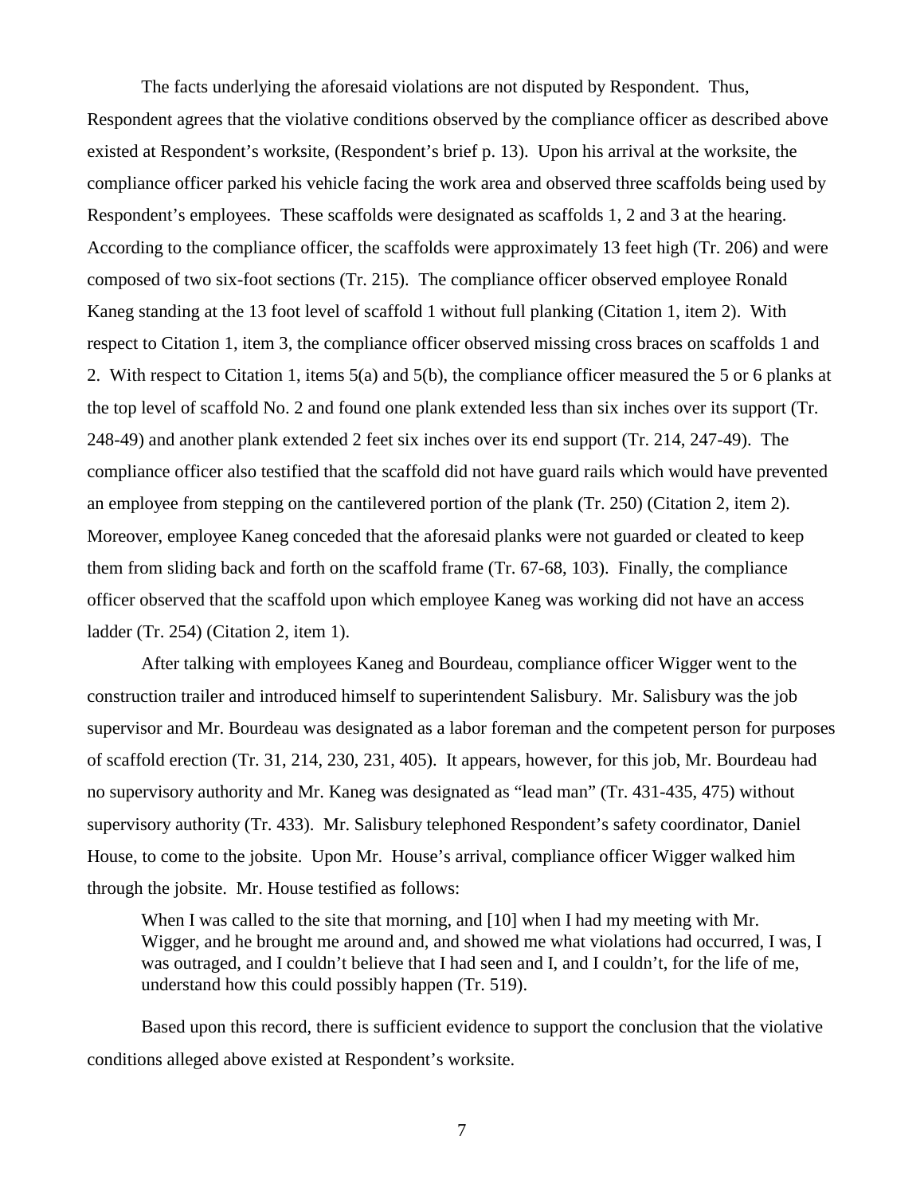The facts underlying the aforesaid violations are not disputed by Respondent. Thus, Respondent agrees that the violative conditions observed by the compliance officer as described above existed at Respondent's worksite, (Respondent's brief p. 13). Upon his arrival at the worksite, the compliance officer parked his vehicle facing the work area and observed three scaffolds being used by Respondent's employees. These scaffolds were designated as scaffolds 1, 2 and 3 at the hearing. According to the compliance officer, the scaffolds were approximately 13 feet high (Tr. 206) and were composed of two six-foot sections (Tr. 215). The compliance officer observed employee Ronald Kaneg standing at the 13 foot level of scaffold 1 without full planking (Citation 1, item 2). With respect to Citation 1, item 3, the compliance officer observed missing cross braces on scaffolds 1 and 2. With respect to Citation 1, items 5(a) and 5(b), the compliance officer measured the 5 or 6 planks at the top level of scaffold No. 2 and found one plank extended less than six inches over its support (Tr. 248-49) and another plank extended 2 feet six inches over its end support (Tr. 214, 247-49). The compliance officer also testified that the scaffold did not have guard rails which would have prevented an employee from stepping on the cantilevered portion of the plank (Tr. 250) (Citation 2, item 2). Moreover, employee Kaneg conceded that the aforesaid planks were not guarded or cleated to keep them from sliding back and forth on the scaffold frame (Tr. 67-68, 103). Finally, the compliance officer observed that the scaffold upon which employee Kaneg was working did not have an access ladder (Tr. 254) (Citation 2, item 1).

After talking with employees Kaneg and Bourdeau, compliance officer Wigger went to the construction trailer and introduced himself to superintendent Salisbury. Mr. Salisbury was the job supervisor and Mr. Bourdeau was designated as a labor foreman and the competent person for purposes of scaffold erection (Tr. 31, 214, 230, 231, 405). It appears, however, for this job, Mr. Bourdeau had no supervisory authority and Mr. Kaneg was designated as "lead man" (Tr. 431-435, 475) without supervisory authority (Tr. 433). Mr. Salisbury telephoned Respondent's safety coordinator, Daniel House, to come to the jobsite. Upon Mr. House's arrival, compliance officer Wigger walked him through the jobsite. Mr. House testified as follows:

> When I was called to the site that morning, and [10] when I had my meeting with Mr. Wigger, and he brought me around and, and showed me what violations had occurred, I was, I was outraged, and I couldn't believe that I had seen and I, and I couldn't, for the life of me, understand how this could possibly happen (Tr. 519).

Based upon this record, there is sufficient evidence to support the conclusion that the violative conditions alleged above existed at Respondent's worksite.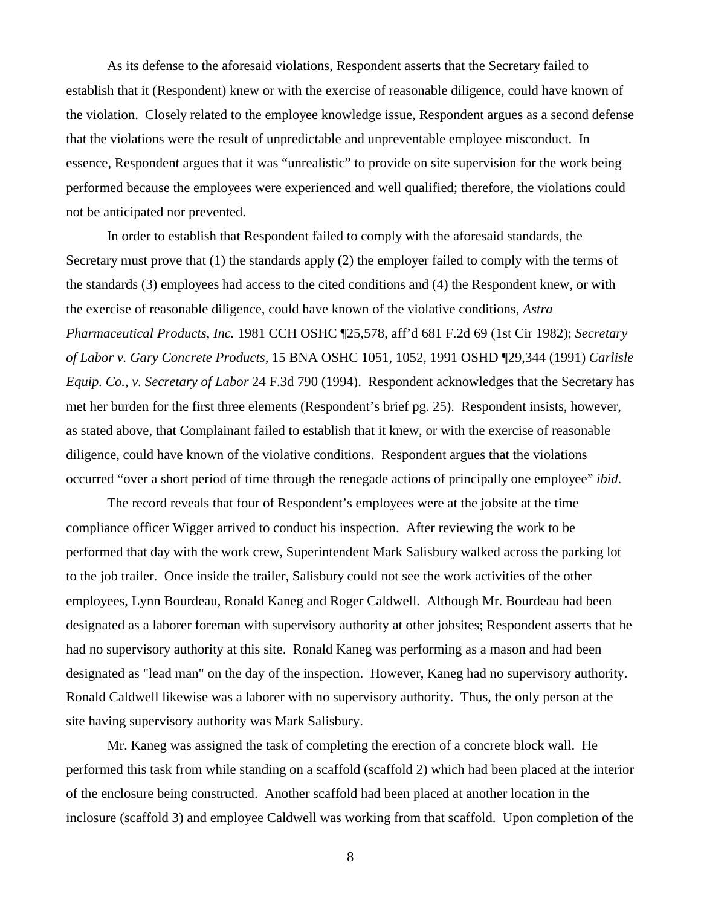As its defense to the aforesaid violations, Respondent asserts that the Secretary failed to establish that it (Respondent) knew or with the exercise of reasonable diligence, could have known of the violation. Closely related to the employee knowledge issue, Respondent argues as a second defense that the violations were the result of unpredictable and unpreventable employee misconduct. In essence, Respondent argues that it was "unrealistic" to provide on site supervision for the work being performed because the employees were experienced and well qualified; therefore, the violations could not be anticipated nor prevented.

In order to establish that Respondent failed to comply with the aforesaid standards, the Secretary must prove that (1) the standards apply (2) the employer failed to comply with the terms of the standards (3) employees had access to the cited conditions and (4) the Respondent knew, or with the exercise of reasonable diligence, could have known of the violative conditions, *Astra Pharmaceutical Products, Inc.* 1981 CCH OSHC ¶25,578, aff'd 681 F.2d 69 (1st Cir 1982); *Secretary of Labor v. Gary Concrete Products,* 15 BNA OSHC 1051, 1052, 1991 OSHD ¶29,344 (1991) *Carlisle Equip. Co., v. Secretary of Labor* 24 F.3d 790 (1994). Respondent acknowledges that the Secretary has met her burden for the first three elements (Respondent's brief pg. 25). Respondent insists, however, as stated above, that Complainant failed to establish that it knew, or with the exercise of reasonable diligence, could have known of the violative conditions. Respondent argues that the violations occurred "over a short period of time through the renegade actions of principally one employee" *ibid*.

The record reveals that four of Respondent's employees were at the jobsite at the time compliance officer Wigger arrived to conduct his inspection. After reviewing the work to be performed that day with the work crew, Superintendent Mark Salisbury walked across the parking lot to the job trailer. Once inside the trailer, Salisbury could not see the work activities of the other employees, Lynn Bourdeau, Ronald Kaneg and Roger Caldwell. Although Mr. Bourdeau had been designated as a laborer foreman with supervisory authority at other jobsites; Respondent asserts that he had no supervisory authority at this site. Ronald Kaneg was performing as a mason and had been designated as "lead man" on the day of the inspection. However, Kaneg had no supervisory authority. Ronald Caldwell likewise was a laborer with no supervisory authority. Thus, the only person at the site having supervisory authority was Mark Salisbury.

Mr. Kaneg was assigned the task of completing the erection of a concrete block wall. He performed this task from while standing on a scaffold (scaffold 2) which had been placed at the interior of the enclosure being constructed. Another scaffold had been placed at another location in the inclosure (scaffold 3) and employee Caldwell was working from that scaffold. Upon completion of the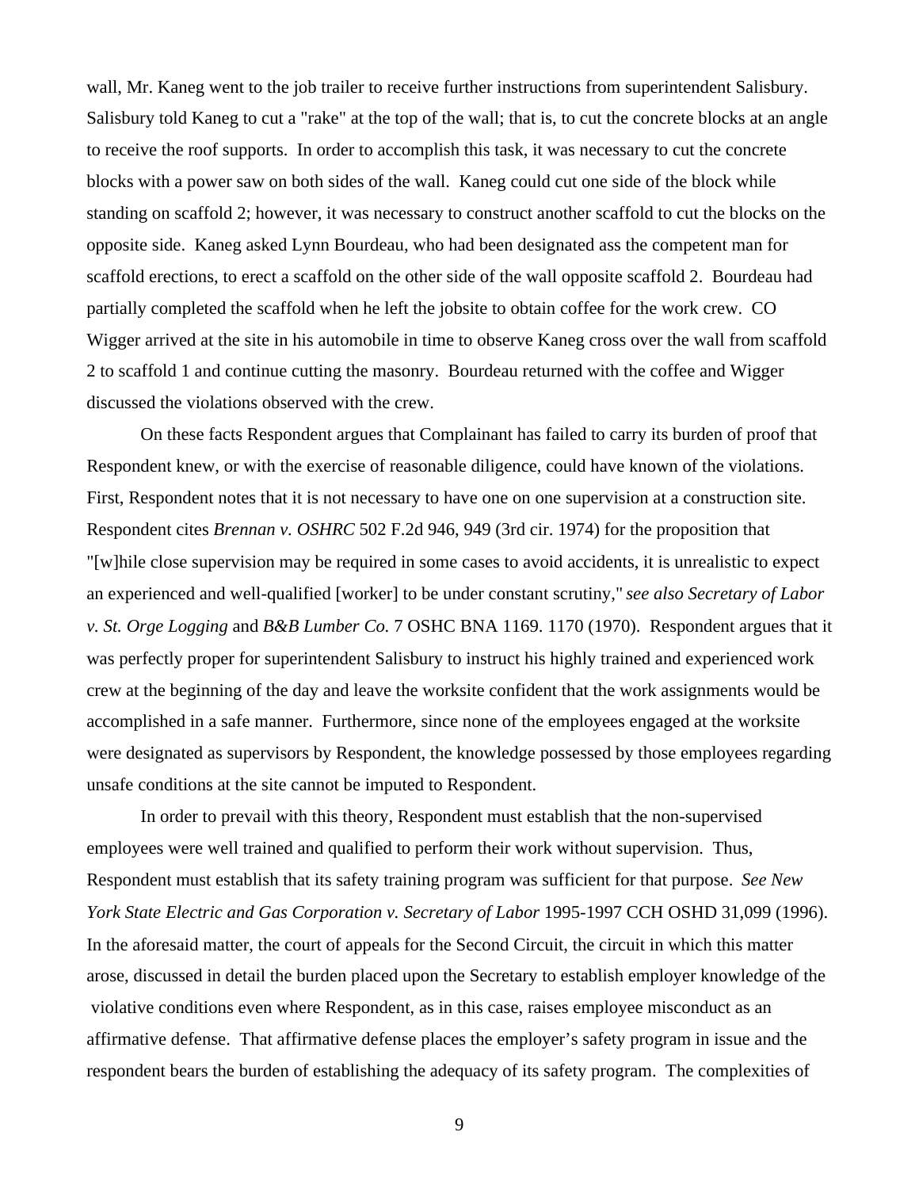wall, Mr. Kaneg went to the job trailer to receive further instructions from superintendent Salisbury. Salisbury told Kaneg to cut a "rake" at the top of the wall; that is, to cut the concrete blocks at an angle to receive the roof supports. In order to accomplish this task, it was necessary to cut the concrete blocks with a power saw on both sides of the wall. Kaneg could cut one side of the block while standing on scaffold 2; however, it was necessary to construct another scaffold to cut the blocks on the opposite side. Kaneg asked Lynn Bourdeau, who had been designated ass the competent man for scaffold erections, to erect a scaffold on the other side of the wall opposite scaffold 2. Bourdeau had partially completed the scaffold when he left the jobsite to obtain coffee for the work crew. CO Wigger arrived at the site in his automobile in time to observe Kaneg cross over the wall from scaffold 2 to scaffold 1 and continue cutting the masonry. Bourdeau returned with the coffee and Wigger discussed the violations observed with the crew.

On these facts Respondent argues that Complainant has failed to carry its burden of proof that Respondent knew, or with the exercise of reasonable diligence, could have known of the violations. First, Respondent notes that it is not necessary to have one on one supervision at a construction site. Respondent cites *Brennan v. OSHRC* 502 F.2d 946, 949 (3rd cir. 1974) for the proposition that "[w]hile close supervision may be required in some cases to avoid accidents, it is unrealistic to expect an experienced and well-qualified [worker] to be under constant scrutiny," *see also Secretary of Labor v. St. Orge Logging* and *B&B Lumber Co.* 7 OSHC BNA 1169. 1170 (1970). Respondent argues that it was perfectly proper for superintendent Salisbury to instruct his highly trained and experienced work crew at the beginning of the day and leave the worksite confident that the work assignments would be accomplished in a safe manner. Furthermore, since none of the employees engaged at the worksite were designated as supervisors by Respondent, the knowledge possessed by those employees regarding unsafe conditions at the site cannot be imputed to Respondent.

In order to prevail with this theory, Respondent must establish that the non-supervised employees were well trained and qualified to perform their work without supervision. Thus, Respondent must establish that its safety training program was sufficient for that purpose. *See New York State Electric and Gas Corporation v. Secretary of Labor* 1995-1997 CCH OSHD 31,099 (1996). In the aforesaid matter, the court of appeals for the Second Circuit, the circuit in which this matter arose, discussed in detail the burden placed upon the Secretary to establish employer knowledge of the violative conditions even where Respondent, as in this case, raises employee misconduct as an affirmative defense. That affirmative defense places the employer's safety program in issue and the respondent bears the burden of establishing the adequacy of its safety program. The complexities of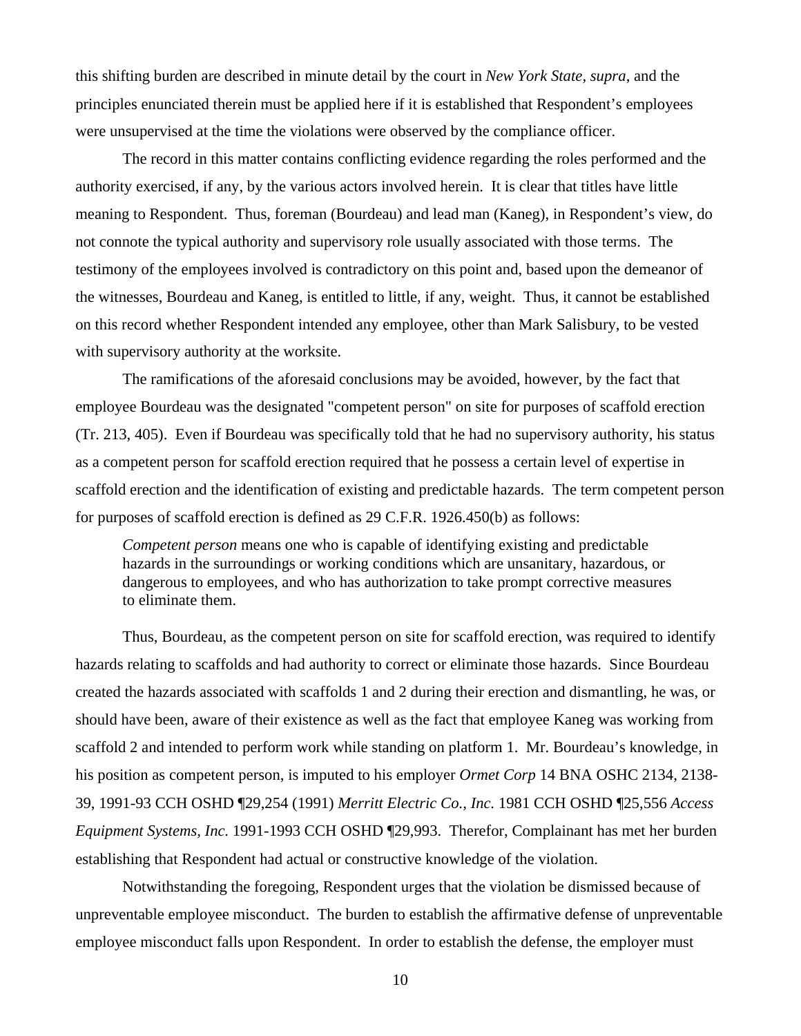this shifting burden are described in minute detail by the court in *New York State, supra*, and the principles enunciated therein must be applied here if it is established that Respondent's employees were unsupervised at the time the violations were observed by the compliance officer.

The record in this matter contains conflicting evidence regarding the roles performed and the authority exercised, if any, by the various actors involved herein. It is clear that titles have little meaning to Respondent. Thus, foreman (Bourdeau) and lead man (Kaneg), in Respondent's view, do not connote the typical authority and supervisory role usually associated with those terms. The testimony of the employees involved is contradictory on this point and, based upon the demeanor of the witnesses, Bourdeau and Kaneg, is entitled to little, if any, weight. Thus, it cannot be established on this record whether Respondent intended any employee, other than Mark Salisbury, to be vested with supervisory authority at the worksite.

The ramifications of the aforesaid conclusions may be avoided, however, by the fact that employee Bourdeau was the designated "competent person" on site for purposes of scaffold erection (Tr. 213, 405). Even if Bourdeau was specifically told that he had no supervisory authority, his status as a competent person for scaffold erection required that he possess a certain level of expertise in scaffold erection and the identification of existing and predictable hazards. The term competent person for purposes of scaffold erection is defined as 29 C.F.R. 1926.450(b) as follows:

> *Competent person* means one who is capable of identifying existing and predictable hazards in the surroundings or working conditions which are unsanitary, hazardous, or dangerous to employees, and who has authorization to take prompt corrective measures to eliminate them.

Thus, Bourdeau, as the competent person on site for scaffold erection, was required to identify hazards relating to scaffolds and had authority to correct or eliminate those hazards. Since Bourdeau created the hazards associated with scaffolds 1 and 2 during their erection and dismantling, he was, or should have been, aware of their existence as well as the fact that employee Kaneg was working from scaffold 2 and intended to perform work while standing on platform 1. Mr. Bourdeau's knowledge, in his position as competent person, is imputed to his employer *Ormet Corp* 14 BNA OSHC 2134, 2138-39, 1991-93 CCH OSHD ¶29,254 (1991) *Merritt Electric Co., Inc.* 1981 CCH OSHD ¶25,556 *Access Equipment Systems, Inc.* 1991-1993 CCH OSHD ¶29,993. Therefor, Complainant has met her burden establishing that Respondent had actual or constructive knowledge of the violation.

Notwithstanding the foregoing, Respondent urges that the violation be dismissed because of unpreventable employee misconduct. The burden to establish the affirmative defense of unpreventable employee misconduct falls upon Respondent. In order to establish the defense, the employer must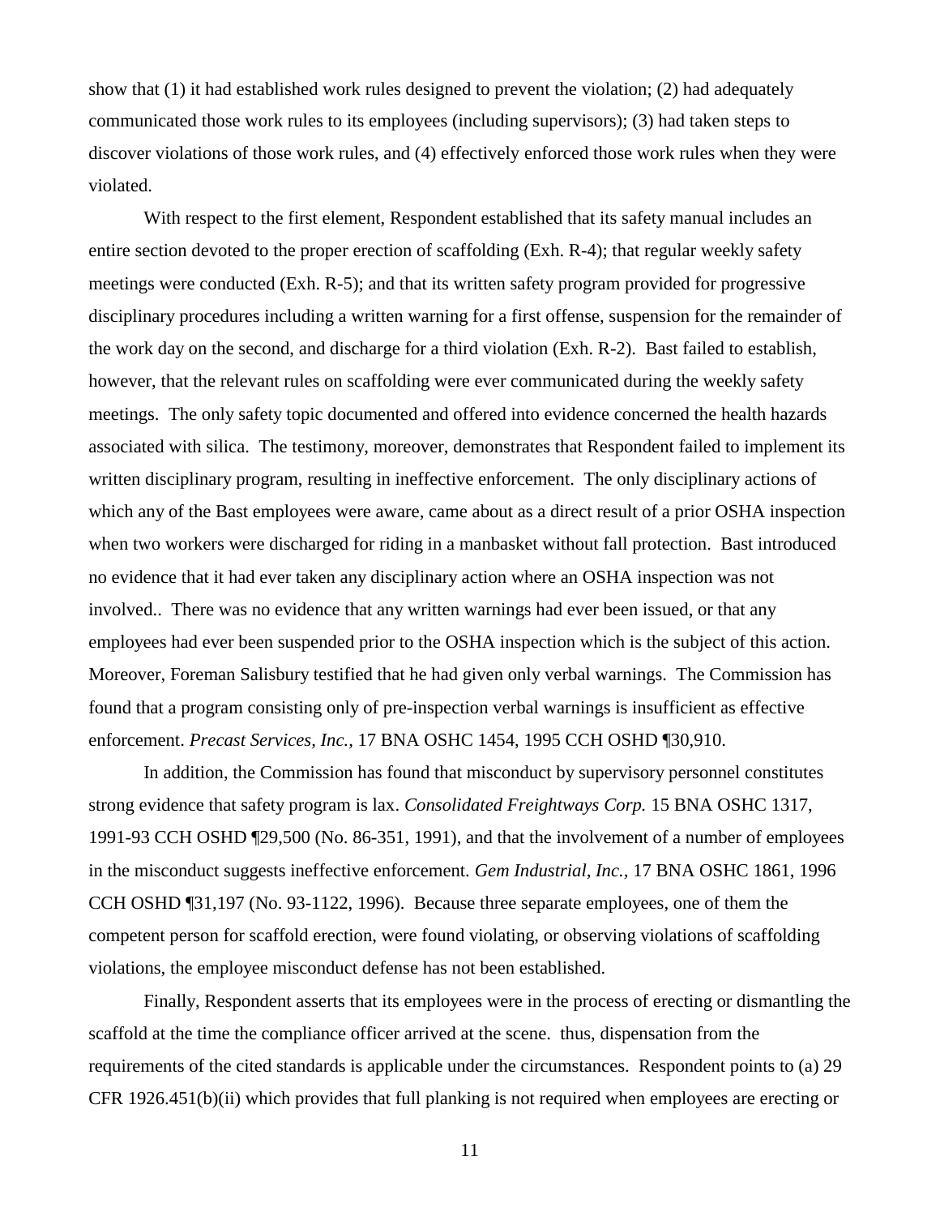show that (1) it had established work rules designed to prevent the violation; (2) had adequately communicated those work rules to its employees (including supervisors); (3) had taken steps to discover violations of those work rules, and (4) effectively enforced those work rules when they were violated.

With respect to the first element, Respondent established that its safety manual includes an entire section devoted to the proper erection of scaffolding (Exh. R-4); that regular weekly safety meetings were conducted (Exh. R-5); and that its written safety program provided for progressive disciplinary procedures including a written warning for a first offense, suspension for the remainder of the work day on the second, and discharge for a third violation (Exh. R-2). Bast failed to establish, however, that the relevant rules on scaffolding were ever communicated during the weekly safety meetings. The only safety topic documented and offered into evidence concerned the health hazards associated with silica. The testimony, moreover, demonstrates that Respondent failed to implement its written disciplinary program, resulting in ineffective enforcement. The only disciplinary actions of which any of the Bast employees were aware, came about as a direct result of a prior OSHA inspection when two workers were discharged for riding in a manbasket without fall protection. Bast introduced no evidence that it had ever taken any disciplinary action where an OSHA inspection was not involved.. There was no evidence that any written warnings had ever been issued, or that any employees had ever been suspended prior to the OSHA inspection which is the subject of this action. Moreover, Foreman Salisbury testified that he had given only verbal warnings. The Commission has found that a program consisting only of pre-inspection verbal warnings is insufficient as effective enforcement. *Precast Services, Inc.*, 17 BNA OSHC 1454, 1995 CCH OSHD ¶30,910.

In addition, the Commission has found that misconduct by supervisory personnel constitutes strong evidence that safety program is lax. *Consolidated Freightways Corp.* 15 BNA OSHC 1317, 1991-93 CCH OSHD ¶29,500 (No. 86-351, 1991), and that the involvement of a number of employees in the misconduct suggests ineffective enforcement. *Gem Industrial, Inc.*, 17 BNA OSHC 1861, 1996 CCH OSHD ¶31,197 (No. 93-1122, 1996). Because three separate employees, one of them the competent person for scaffold erection, were found violating, or observing violations of scaffolding violations, the employee misconduct defense has not been established.

Finally, Respondent asserts that its employees were in the process of erecting or dismantling the scaffold at the time the compliance officer arrived at the scene. thus, dispensation from the requirements of the cited standards is applicable under the circumstances. Respondent points to (a) 29 CFR 1926.451(b)(ii) which provides that full planking is not required when employees are erecting or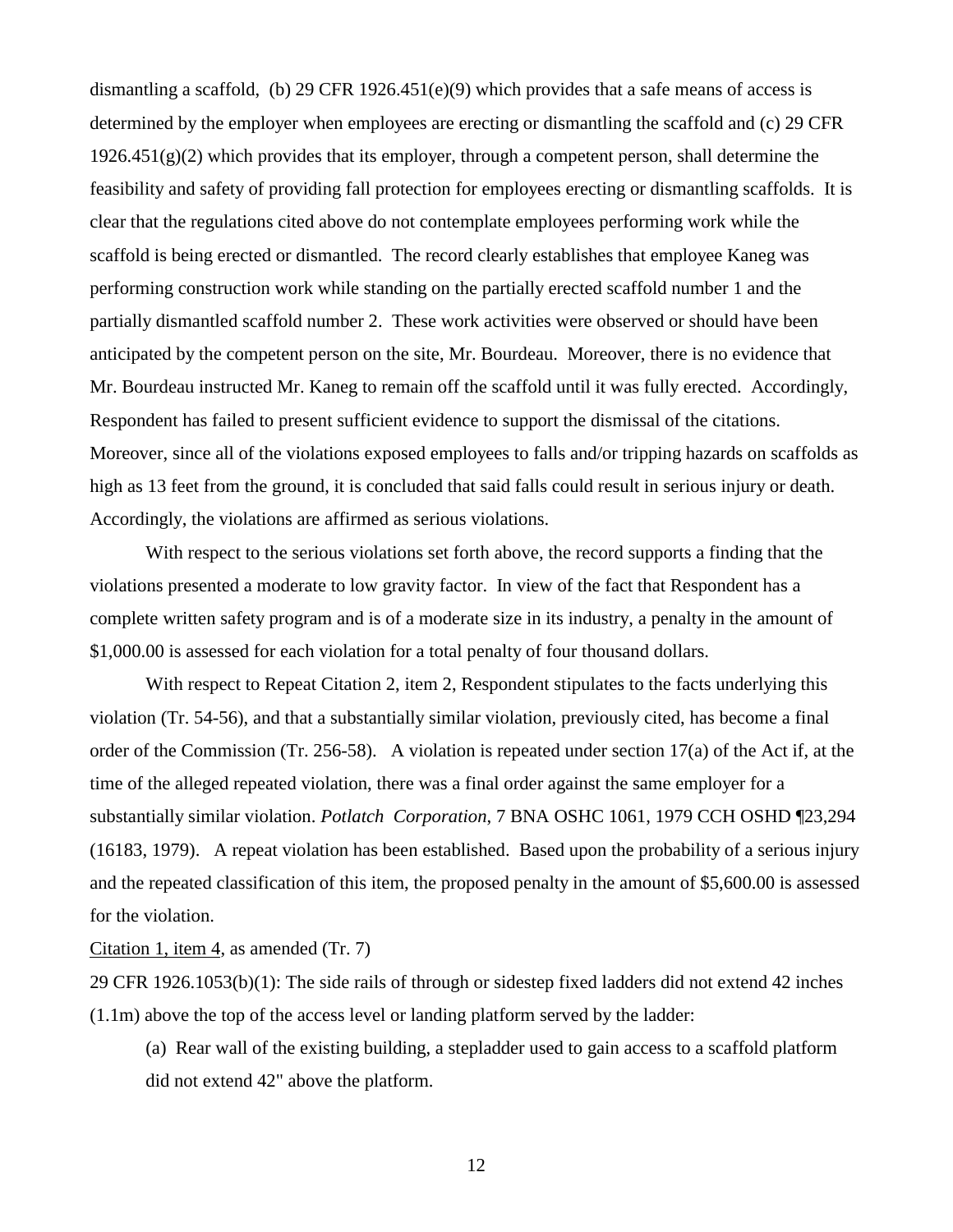dismantling a scaffold, (b) 29 CFR 1926.451(e)(9) which provides that a safe means of access is determined by the employer when employees are erecting or dismantling the scaffold and (c) 29 CFR 1926.451(g)(2) which provides that its employer, through a competent person, shall determine the feasibility and safety of providing fall protection for employees erecting or dismantling scaffolds. It is clear that the regulations cited above do not contemplate employees performing work while the scaffold is being erected or dismantled. The record clearly establishes that employee Kaneg was performing construction work while standing on the partially erected scaffold number 1 and the partially dismantled scaffold number 2. These work activities were observed or should have been anticipated by the competent person on the site, Mr. Bourdeau. Moreover, there is no evidence that Mr. Bourdeau instructed Mr. Kaneg to remain off the scaffold until it was fully erected. Accordingly, Respondent has failed to present sufficient evidence to support the dismissal of the citations. Moreover, since all of the violations exposed employees to falls and/or tripping hazards on scaffolds as high as 13 feet from the ground, it is concluded that said falls could result in serious injury or death. Accordingly, the violations are affirmed as serious violations.

With respect to the serious violations set forth above, the record supports a finding that the violations presented a moderate to low gravity factor. In view of the fact that Respondent has a complete written safety program and is of a moderate size in its industry, a penalty in the amount of $1,000.00 is assessed for each violation for a total penalty of four thousand dollars.

With respect to Repeat Citation 2, item 2, Respondent stipulates to the facts underlying this violation (Tr. 54-56), and that a substantially similar violation, previously cited, has become a final order of the Commission (Tr. 256-58). A violation is repeated under section 17(a) of the Act if, at the time of the alleged repeated violation, there was a final order against the same employer for a substantially similar violation. *Potlatch Corporation*, 7 BNA OSHC 1061, 1979 CCH OSHD ¶23,294 (16183, 1979). A repeat violation has been established. Based upon the probability of a serious injury and the repeated classification of this item, the proposed penalty in the amount of $5,600.00 is assessed for the violation.

Citation 1, item 4, as amended (Tr. 7)

29 CFR 1926.1053(b)(1): The side rails of through or sidestep fixed ladders did not extend 42 inches (1.1m) above the top of the access level or landing platform served by the ladder:

(a) Rear wall of the existing building, a stepladder used to gain access to a scaffold platform did not extend 42" above the platform.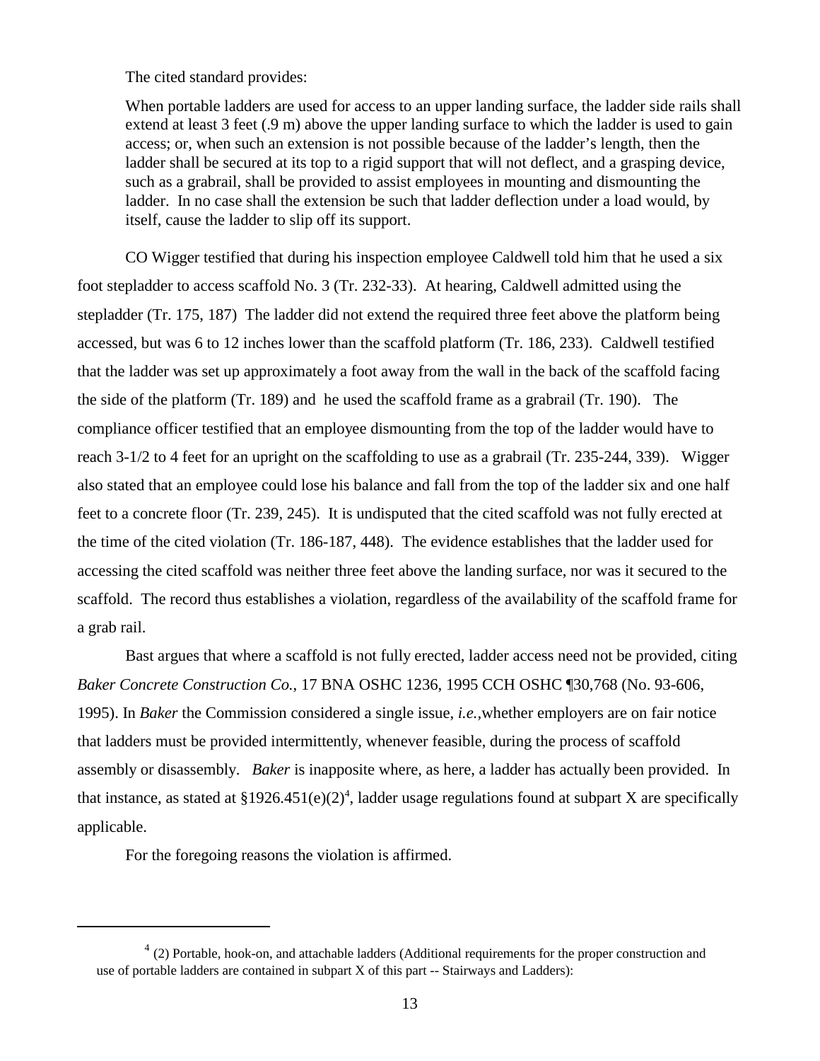The cited standard provides:

> When portable ladders are used for access to an upper landing surface, the ladder side rails shall extend at least 3 feet (.9 m) above the upper landing surface to which the ladder is used to gain access; or, when such an extension is not possible because of the ladder's length, then the ladder shall be secured at its top to a rigid support that will not deflect, and a grasping device, such as a grabrail, shall be provided to assist employees in mounting and dismounting the ladder. In no case shall the extension be such that ladder deflection under a load would, by itself, cause the ladder to slip off its support.

CO Wigger testified that during his inspection employee Caldwell told him that he used a six foot stepladder to access scaffold No. 3 (Tr. 232-33). At hearing, Caldwell admitted using the stepladder (Tr. 175, 187) The ladder did not extend the required three feet above the platform being accessed, but was 6 to 12 inches lower than the scaffold platform (Tr. 186, 233). Caldwell testified that the ladder was set up approximately a foot away from the wall in the back of the scaffold facing the side of the platform (Tr. 189) and he used the scaffold frame as a grabrail (Tr. 190). The compliance officer testified that an employee dismounting from the top of the ladder would have to reach 3-1/2 to 4 feet for an upright on the scaffolding to use as a grabrail (Tr. 235-244, 339). Wigger also stated that an employee could lose his balance and fall from the top of the ladder six and one half feet to a concrete floor (Tr. 239, 245). It is undisputed that the cited scaffold was not fully erected at the time of the cited violation (Tr. 186-187, 448). The evidence establishes that the ladder used for accessing the cited scaffold was neither three feet above the landing surface, nor was it secured to the scaffold. The record thus establishes a violation, regardless of the availability of the scaffold frame for a grab rail.

Bast argues that where a scaffold is not fully erected, ladder access need not be provided, citing *Baker Concrete Construction Co.*, 17 BNA OSHC 1236, 1995 CCH OSHC ¶30,768 (No. 93-606, 1995). In *Baker* the Commission considered a single issue, *i.e.*, whether employers are on fair notice that ladders must be provided intermittently, whenever feasible, during the process of scaffold assembly or disassembly. *Baker* is inapposite where, as here, a ladder has actually been provided. In that instance, as stated at §1926.451(e)(2)[4], ladder usage regulations found at subpart X are specifically applicable.

For the foregoing reasons the violation is affirmed.

---

[4] (2) Portable, hook-on, and attachable ladders (Additional requirements for the proper construction and use of portable ladders are contained in subpart X of this part -- Stairways and Ladders):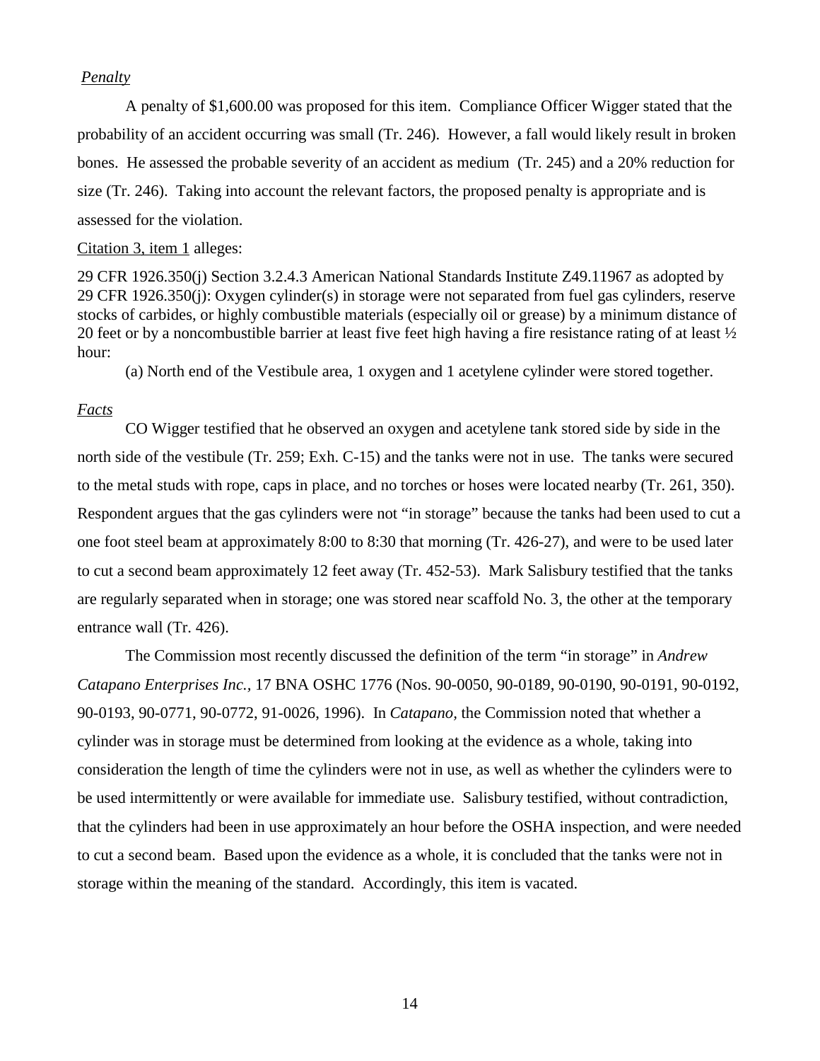*Penalty*

A penalty of $1,600.00 was proposed for this item. Compliance Officer Wigger stated that the probability of an accident occurring was small (Tr. 246). However, a fall would likely result in broken bones. He assessed the probable severity of an accident as medium (Tr. 245) and a 20% reduction for size (Tr. 246). Taking into account the relevant factors, the proposed penalty is appropriate and is assessed for the violation.

Citation 3, item 1 alleges:

29 CFR 1926.350(j) Section 3.2.4.3 American National Standards Institute Z49.11967 as adopted by 29 CFR 1926.350(j): Oxygen cylinder(s) in storage were not separated from fuel gas cylinders, reserve stocks of carbides, or highly combustible materials (especially oil or grease) by a minimum distance of 20 feet or by a noncombustible barrier at least five feet high having a fire resistance rating of at least ½ hour:

(a) North end of the Vestibule area, 1 oxygen and 1 acetylene cylinder were stored together.

*Facts*

CO Wigger testified that he observed an oxygen and acetylene tank stored side by side in the north side of the vestibule (Tr. 259; Exh. C-15) and the tanks were not in use. The tanks were secured to the metal studs with rope, caps in place, and no torches or hoses were located nearby (Tr. 261, 350). Respondent argues that the gas cylinders were not "in storage" because the tanks had been used to cut a one foot steel beam at approximately 8:00 to 8:30 that morning (Tr. 426-27), and were to be used later to cut a second beam approximately 12 feet away (Tr. 452-53). Mark Salisbury testified that the tanks are regularly separated when in storage; one was stored near scaffold No. 3, the other at the temporary entrance wall (Tr. 426).

The Commission most recently discussed the definition of the term "in storage" in *Andrew Catapano Enterprises Inc.*, 17 BNA OSHC 1776 (Nos. 90-0050, 90-0189, 90-0190, 90-0191, 90-0192, 90-0193, 90-0771, 90-0772, 91-0026, 1996). In *Catapano*, the Commission noted that whether a cylinder was in storage must be determined from looking at the evidence as a whole, taking into consideration the length of time the cylinders were not in use, as well as whether the cylinders were to be used intermittently or were available for immediate use. Salisbury testified, without contradiction, that the cylinders had been in use approximately an hour before the OSHA inspection, and were needed to cut a second beam. Based upon the evidence as a whole, it is concluded that the tanks were not in storage within the meaning of the standard. Accordingly, this item is vacated.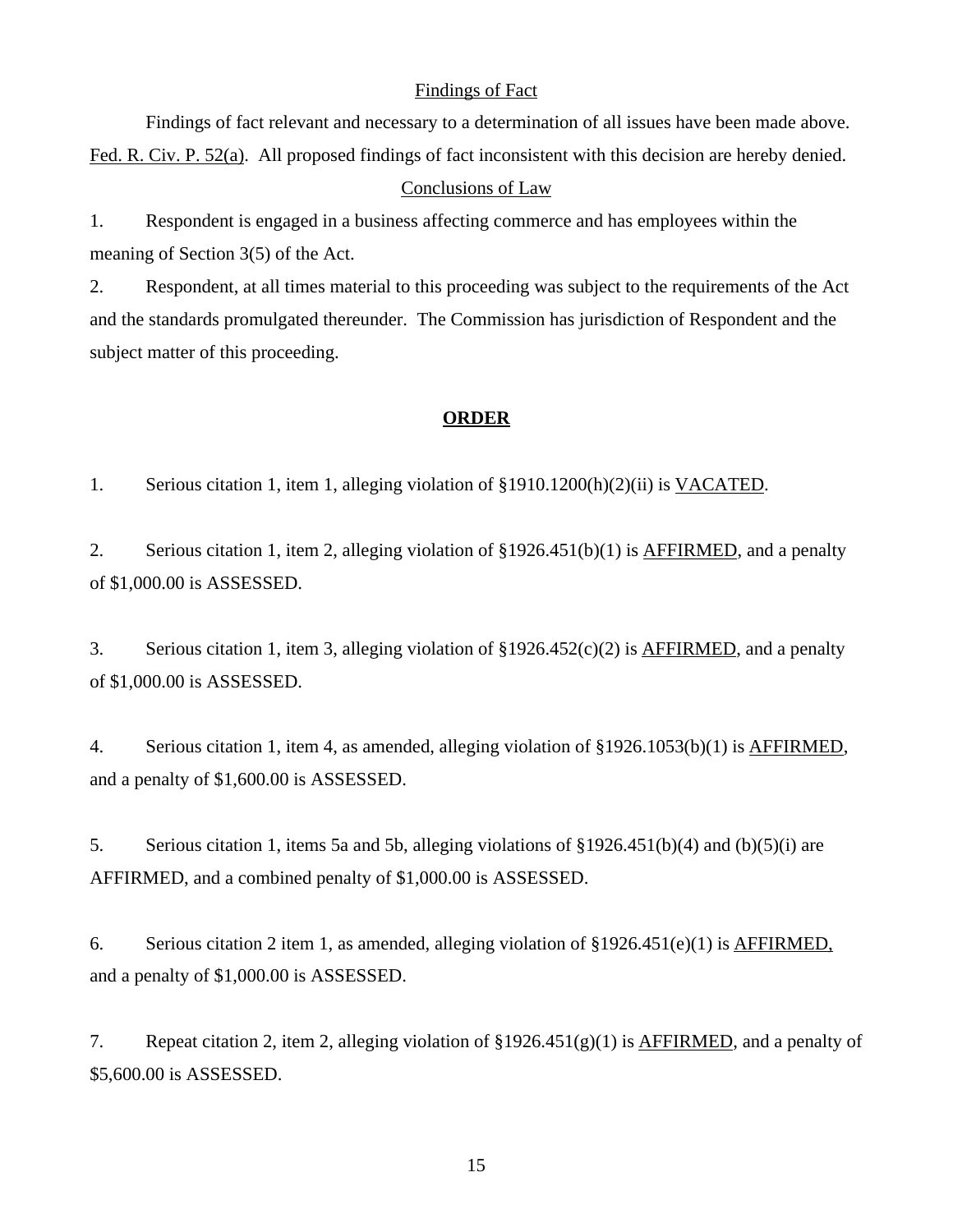Findings of Fact

Findings of fact relevant and necessary to a determination of all issues have been made above. Fed. R. Civ. P. 52(a). All proposed findings of fact inconsistent with this decision are hereby denied.

Conclusions of Law

1. Respondent is engaged in a business affecting commerce and has employees within the meaning of Section 3(5) of the Act.

2. Respondent, at all times material to this proceeding was subject to the requirements of the Act and the standards promulgated thereunder. The Commission has jurisdiction of Respondent and the subject matter of this proceeding.

**ORDER**

1. Serious citation 1, item 1, alleging violation of §1910.1200(h)(2)(ii) is VACATED.

2. Serious citation 1, item 2, alleging violation of §1926.451(b)(1) is AFFIRMED, and a penalty of $1,000.00 is ASSESSED.

3. Serious citation 1, item 3, alleging violation of §1926.452(c)(2) is AFFIRMED, and a penalty of $1,000.00 is ASSESSED.

4. Serious citation 1, item 4, as amended, alleging violation of §1926.1053(b)(1) is AFFIRMED, and a penalty of $1,600.00 is ASSESSED.

5. Serious citation 1, items 5a and 5b, alleging violations of §1926.451(b)(4) and (b)(5)(i) are AFFIRMED, and a combined penalty of $1,000.00 is ASSESSED.

6. Serious citation 2 item 1, as amended, alleging violation of §1926.451(e)(1) is AFFIRMED, and a penalty of $1,000.00 is ASSESSED.

7. Repeat citation 2, item 2, alleging violation of §1926.451(g)(1) is AFFIRMED, and a penalty of $5,600.00 is ASSESSED.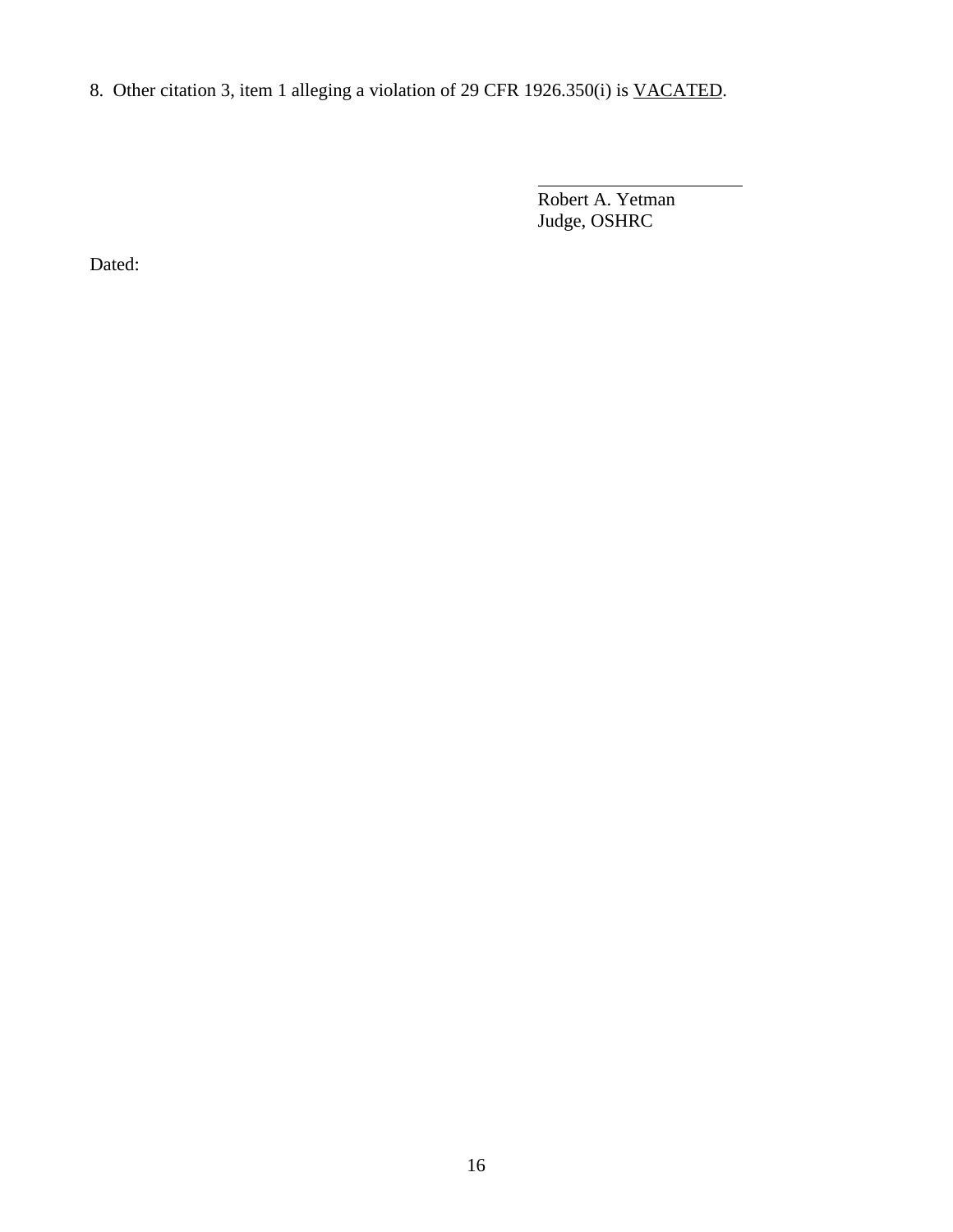8. Other citation 3, item 1 alleging a violation of 29 CFR 1926.350(i) is VACATED.

Robert A. Yetman
Judge, OSHRC

Dated: